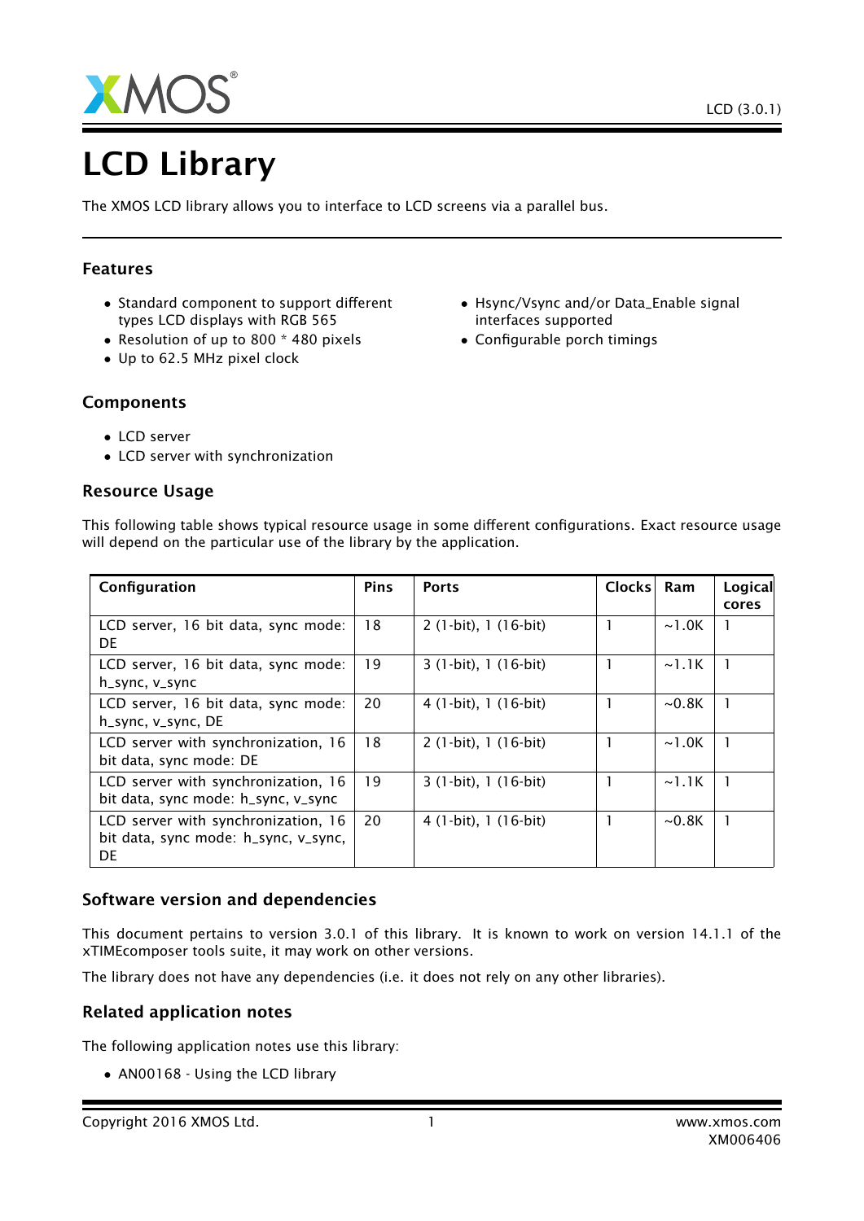# LCD Library

The XMOS LCD library allows you to interface to LCD screens via a parallel bus.

## Features

- Standard component to support different types LCD displays with RGB 565
- Resolution of up to 800 * 480 pixels
- Up to 62.5 MHz pixel clock
- Hsync/Vsync and/or Data_Enable signal interfaces supported
- Configurable porch timings

## Components

- LCD server
- LCD server with synchronization

## Resource Usage

This following table shows typical resource usage in some different configurations. Exact resource usage will depend on the particular use of the library by the application.

| Configuration | Pins | Ports | Clocks | Ram | Logical cores |
|---|---|---|---|---|---|
| LCD server, 16 bit data, sync mode: DE | 18 | 2 (1-bit), 1 (16-bit) | 1 | ~1.0K | 1 |
| LCD server, 16 bit data, sync mode: h_sync, v_sync | 19 | 3 (1-bit), 1 (16-bit) | 1 | ~1.1K | 1 |
| LCD server, 16 bit data, sync mode: h_sync, v_sync, DE | 20 | 4 (1-bit), 1 (16-bit) | 1 | ~0.8K | 1 |
| LCD server with synchronization, 16 bit data, sync mode: DE | 18 | 2 (1-bit), 1 (16-bit) | 1 | ~1.0K | 1 |
| LCD server with synchronization, 16 bit data, sync mode: h_sync, v_sync | 19 | 3 (1-bit), 1 (16-bit) | 1 | ~1.1K | 1 |
| LCD server with synchronization, 16 bit data, sync mode: h_sync, v_sync, DE | 20 | 4 (1-bit), 1 (16-bit) | 1 | ~0.8K | 1 |

## Software version and dependencies

This document pertains to version 3.0.1 of this library. It is known to work on version 14.1.1 of the xTIMEcomposer tools suite, it may work on other versions.

The library does not have any dependencies (i.e. it does not rely on any other libraries).

## Related application notes

The following application notes use this library:

- AN00168 - Using the LCD library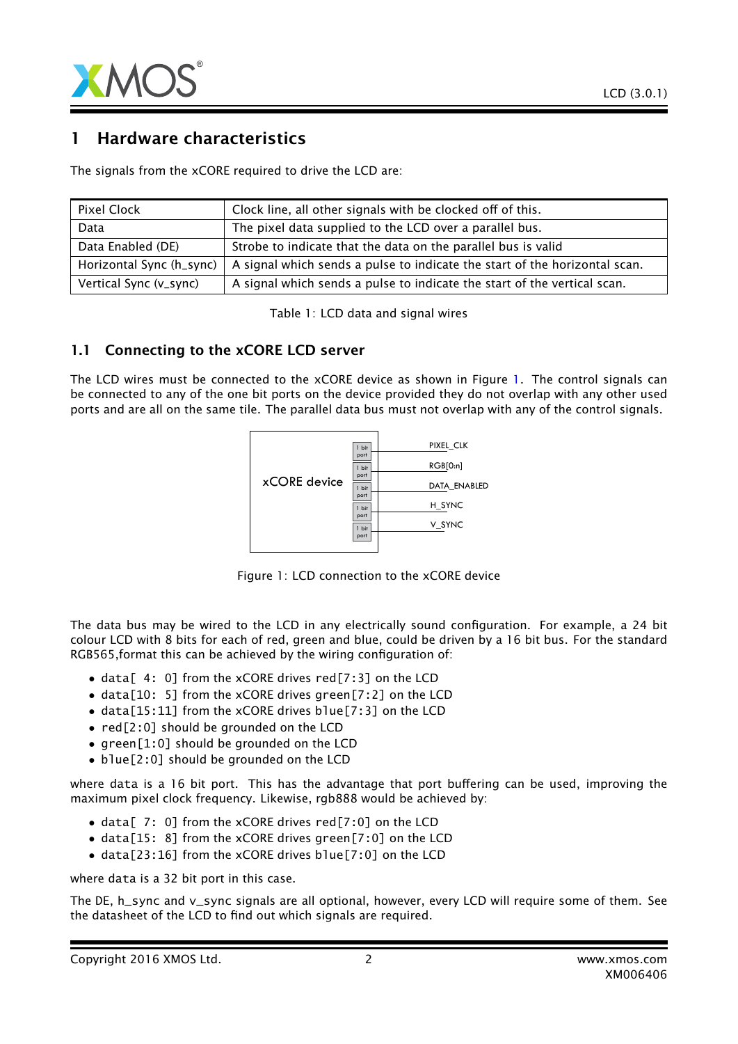# 1 Hardware characteristics

The signals from the xCORE required to drive the LCD are:

| Pixel Clock | Clock line, all other signals with be clocked off of this. |
|---|---|
| Data | The pixel data supplied to the LCD over a parallel bus. |
| Data Enabled (DE) | Strobe to indicate that the data on the parallel bus is valid |
| Horizontal Sync (h_sync) | A signal which sends a pulse to indicate the start of the horizontal scan. |
| Vertical Sync (v_sync) | A signal which sends a pulse to indicate the start of the vertical scan. |

Table 1: LCD data and signal wires

## 1.1 Connecting to the xCORE LCD server

The LCD wires must be connected to the xCORE device as shown in Figure 1. The control signals can be connected to any of the one bit ports on the device provided they do not overlap with any other used ports and are all on the same tile. The parallel data bus must not overlap with any of the control signals.

xCORE device — 1 bit port: PIXEL_CLK; 1 bit port: RGB[0:n]; 1 bit port: DATA_ENABLED; 1 bit port: H_SYNC; 1 bit port: V_SYNC

Figure 1: LCD connection to the xCORE device

The data bus may be wired to the LCD in any electrically sound configuration. For example, a 24 bit colour LCD with 8 bits for each of red, green and blue, could be driven by a 16 bit bus. For the standard RGB565,format this can be achieved by the wiring configuration of:

- `data[ 4: 0]` from the xCORE drives `red[7:3]` on the LCD
- `data[10: 5]` from the xCORE drives `green[7:2]` on the LCD
- `data[15:11]` from the xCORE drives `blue[7:3]` on the LCD
- `red[2:0]` should be grounded on the LCD
- `green[1:0]` should be grounded on the LCD
- `blue[2:0]` should be grounded on the LCD

where `data` is a 16 bit port. This has the advantage that port buffering can be used, improving the maximum pixel clock frequency. Likewise, rgb888 would be achieved by:

- `data[ 7: 0]` from the xCORE drives `red[7:0]` on the LCD
- `data[15: 8]` from the xCORE drives `green[7:0]` on the LCD
- `data[23:16]` from the xCORE drives `blue[7:0]` on the LCD

where `data` is a 32 bit port in this case.

The DE, h_sync and v_sync signals are all optional, however, every LCD will require some of them. See the datasheet of the LCD to find out which signals are required.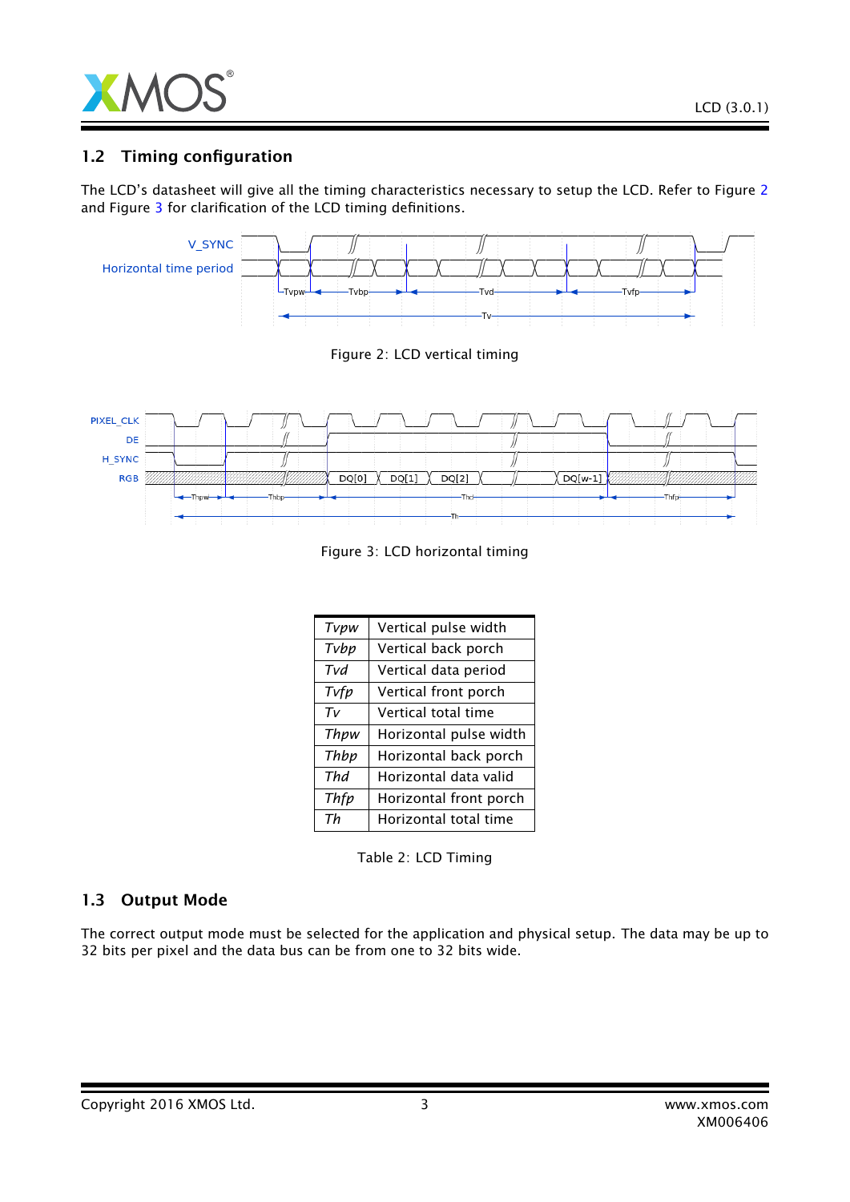## 1.2 Timing configuration

The LCD's datasheet will give all the timing characteristics necessary to setup the LCD. Refer to Figure 2 and Figure 3 for clarification of the LCD timing definitions.

Figure 2: LCD vertical timing

Figure 3: LCD horizontal timing

| | |
|---|---|
| *Tvpw* | Vertical pulse width |
| *Tvbp* | Vertical back porch |
| *Tvd* | Vertical data period |
| *Tvfp* | Vertical front porch |
| *Tv* | Vertical total time |
| *Thpw* | Horizontal pulse width |
| *Thbp* | Horizontal back porch |
| *Thd* | Horizontal data valid |
| *Thfp* | Horizontal front porch |
| *Th* | Horizontal total time |

Table 2: LCD Timing

## 1.3 Output Mode

The correct output mode must be selected for the application and physical setup. The data may be up to 32 bits per pixel and the data bus can be from one to 32 bits wide.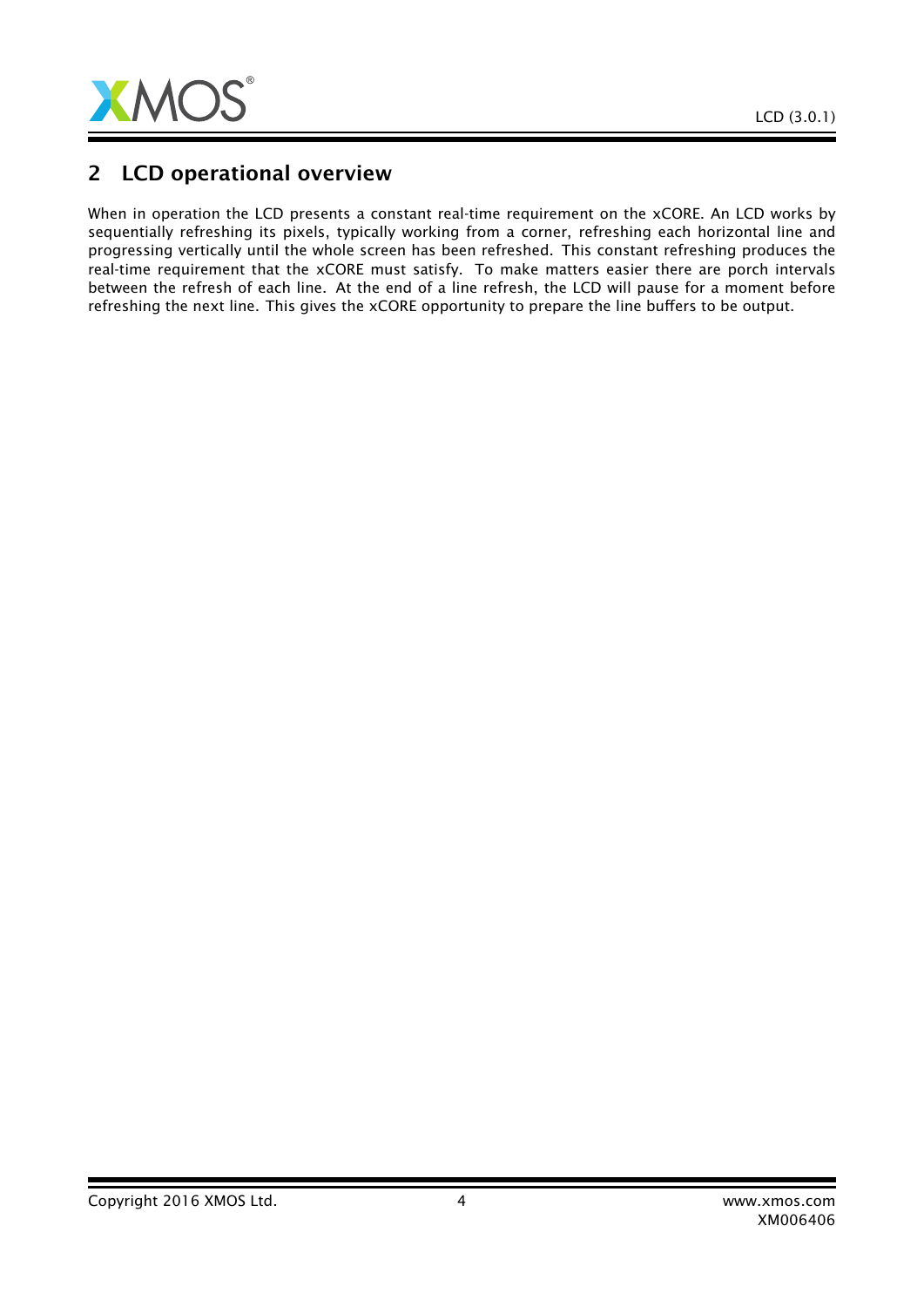## 2 LCD operational overview

When in operation the LCD presents a constant real-time requirement on the xCORE. An LCD works by sequentially refreshing its pixels, typically working from a corner, refreshing each horizontal line and progressing vertically until the whole screen has been refreshed. This constant refreshing produces the real-time requirement that the xCORE must satisfy. To make matters easier there are porch intervals between the refresh of each line. At the end of a line refresh, the LCD will pause for a moment before refreshing the next line. This gives the xCORE opportunity to prepare the line buffers to be output.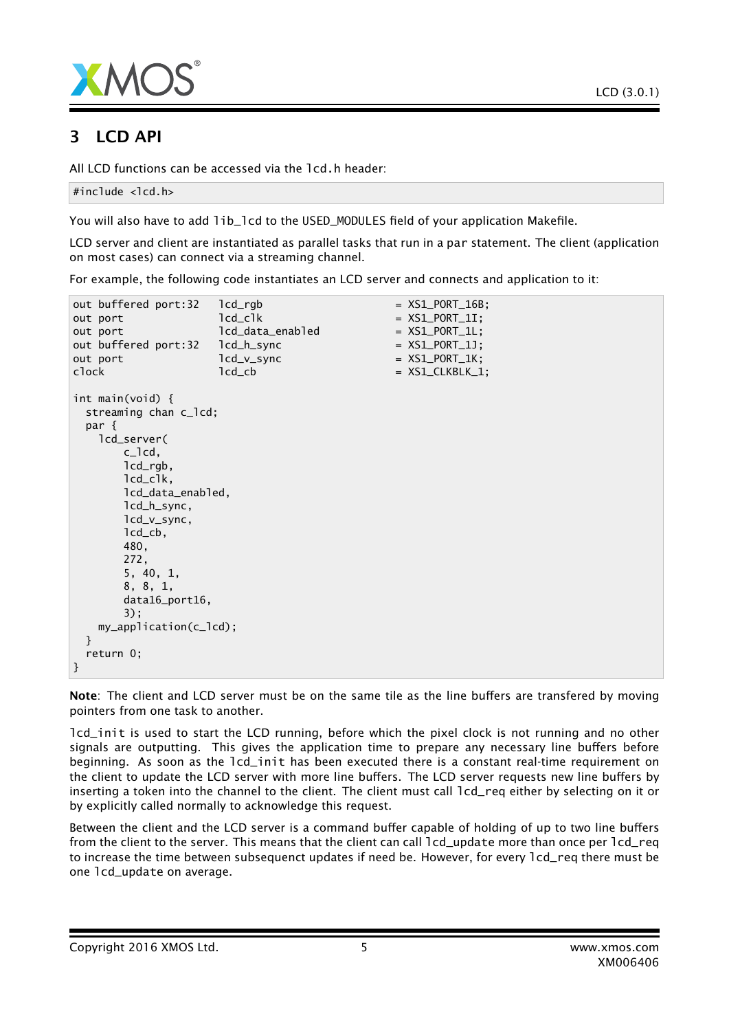# 3 LCD API

All LCD functions can be accessed via the `lcd.h` header:

```
#include <lcd.h>
```

You will also have to add `lib_lcd` to the `USED_MODULES` field of your application Makefile.

LCD server and client are instantiated as parallel tasks that run in a `par` statement. The client (application on most cases) can connect via a streaming channel.

For example, the following code instantiates an LCD server and connects and application to it:

```
out buffered port:32   lcd_rgb                     = XS1_PORT_16B;
out port               lcd_clk                     = XS1_PORT_1I;
out port               lcd_data_enabled            = XS1_PORT_1L;
out buffered port:32   lcd_h_sync                  = XS1_PORT_1J;
out port               lcd_v_sync                  = XS1_PORT_1K;
clock                  lcd_cb                      = XS1_CLKBLK_1;

int main(void) {
  streaming chan c_lcd;
  par {
    lcd_server(
        c_lcd,
        lcd_rgb,
        lcd_clk,
        lcd_data_enabled,
        lcd_h_sync,
        lcd_v_sync,
        lcd_cb,
        480,
        272,
        5, 40, 1,
        8, 8, 1,
        data16_port16,
        3);
    my_application(c_lcd);
  }
  return 0;
}
```

**Note**: The client and LCD server must be on the same tile as the line buffers are transfered by moving pointers from one task to another.

`lcd_init` is used to start the LCD running, before which the pixel clock is not running and no other signals are outputting. This gives the application time to prepare any necessary line buffers before beginning. As soon as the `lcd_init` has been executed there is a constant real-time requirement on the client to update the LCD server with more line buffers. The LCD server requests new line buffers by inserting a token into the channel to the client. The client must call `lcd_req` either by selecting on it or by explicitly called normally to acknowledge this request.

Between the client and the LCD server is a command buffer capable of holding of up to two line buffers from the client to the server. This means that the client can call `lcd_update` more than once per `lcd_req` to increase the time between subsequenct updates if need be. However, for every `lcd_req` there must be one `lcd_update` on average.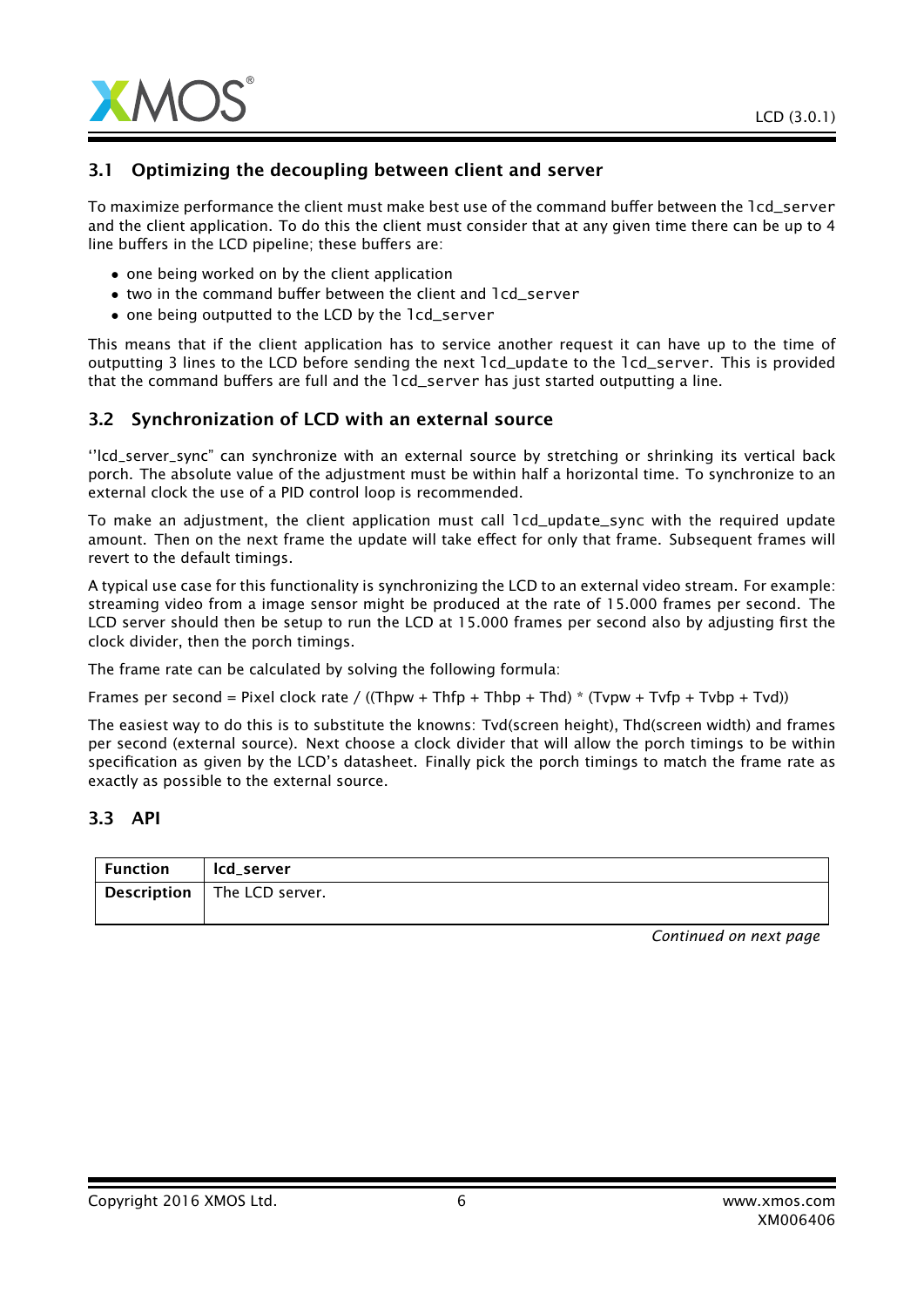## 3.1 Optimizing the decoupling between client and server

To maximize performance the client must make best use of the command buffer between the `lcd_server` and the client application. To do this the client must consider that at any given time there can be up to 4 line buffers in the LCD pipeline; these buffers are:

- one being worked on by the client application
- two in the command buffer between the client and `lcd_server`
- one being outputted to the LCD by the `lcd_server`

This means that if the client application has to service another request it can have up to the time of outputting 3 lines to the LCD before sending the next `lcd_update` to the `lcd_server`. This is provided that the command buffers are full and the `lcd_server` has just started outputting a line.

## 3.2 Synchronization of LCD with an external source

''lcd_server_sync" can synchronize with an external source by stretching or shrinking its vertical back porch. The absolute value of the adjustment must be within half a horizontal time. To synchronize to an external clock the use of a PID control loop is recommended.

To make an adjustment, the client application must call `lcd_update_sync` with the required update amount. Then on the next frame the update will take effect for only that frame. Subsequent frames will revert to the default timings.

A typical use case for this functionality is synchronizing the LCD to an external video stream. For example: streaming video from a image sensor might be produced at the rate of 15.000 frames per second. The LCD server should then be setup to run the LCD at 15.000 frames per second also by adjusting first the clock divider, then the porch timings.

The frame rate can be calculated by solving the following formula:

Frames per second = Pixel clock rate / ((Thpw + Thfp + Thbp + Thd) * (Tvpw + Tvfp + Tvbp + Tvd))

The easiest way to do this is to substitute the knowns: Tvd(screen height), Thd(screen width) and frames per second (external source). Next choose a clock divider that will allow the porch timings to be within specification as given by the LCD's datasheet. Finally pick the porch timings to match the frame rate as exactly as possible to the external source.

## 3.3 API

| Function | lcd_server |
|---|---|
| Description | The LCD server. |

*Continued on next page*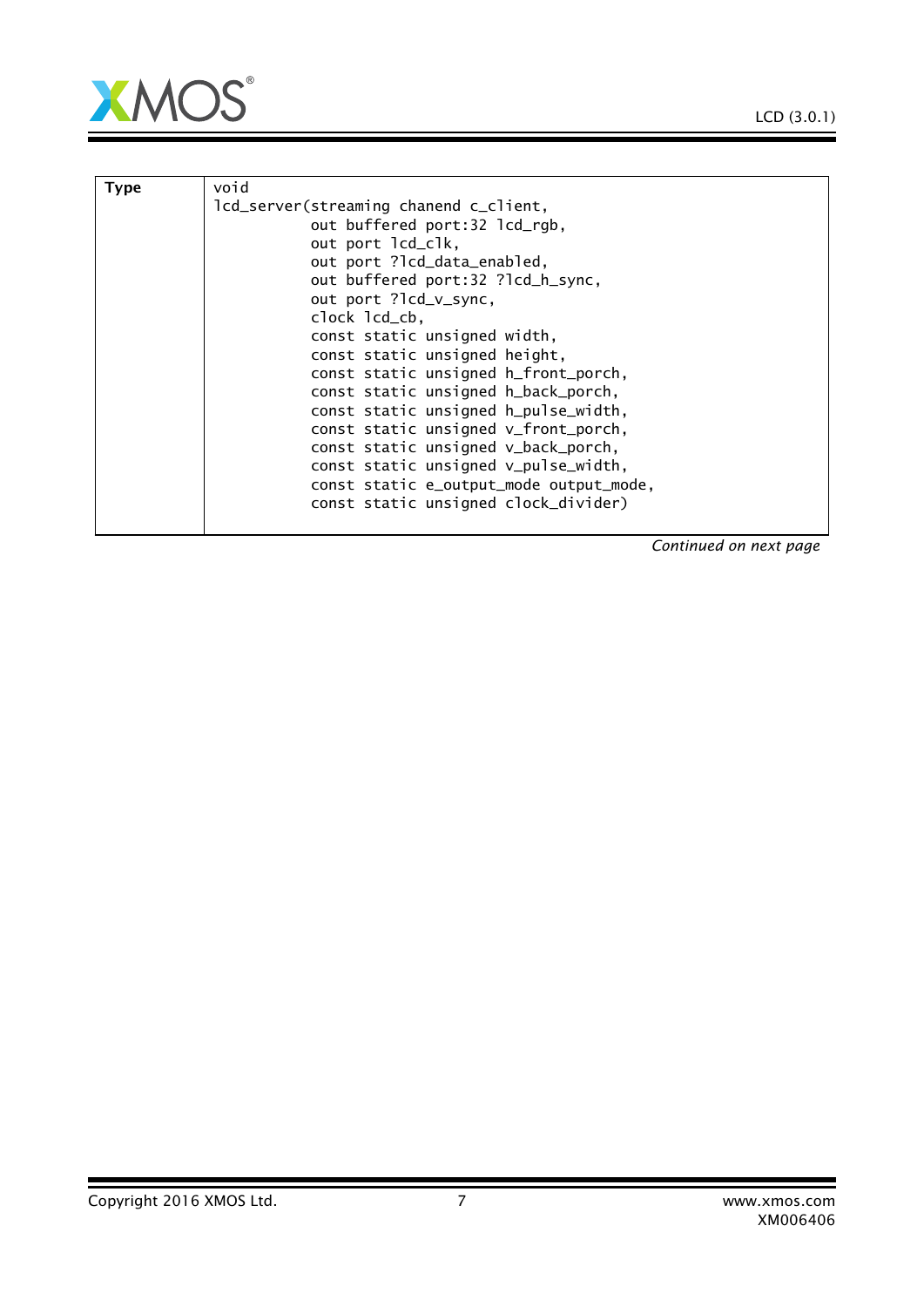| Type | `void lcd_server(streaming chanend c_client, out buffered port:32 lcd_rgb, out port lcd_clk, out port ?lcd_data_enabled, out buffered port:32 ?lcd_h_sync, out port ?lcd_v_sync, clock lcd_cb, const static unsigned width, const static unsigned height, const static unsigned h_front_porch, const static unsigned h_back_porch, const static unsigned h_pulse_width, const static unsigned v_front_porch, const static unsigned v_back_porch, const static unsigned v_pulse_width, const static e_output_mode output_mode, const static unsigned clock_divider)` |
|---|---|

```
void
lcd_server(streaming chanend c_client,
           out buffered port:32 lcd_rgb,
           out port lcd_clk,
           out port ?lcd_data_enabled,
           out buffered port:32 ?lcd_h_sync,
           out port ?lcd_v_sync,
           clock lcd_cb,
           const static unsigned width,
           const static unsigned height,
           const static unsigned h_front_porch,
           const static unsigned h_back_porch,
           const static unsigned h_pulse_width,
           const static unsigned v_front_porch,
           const static unsigned v_back_porch,
           const static unsigned v_pulse_width,
           const static e_output_mode output_mode,
           const static unsigned clock_divider)
```

*Continued on next page*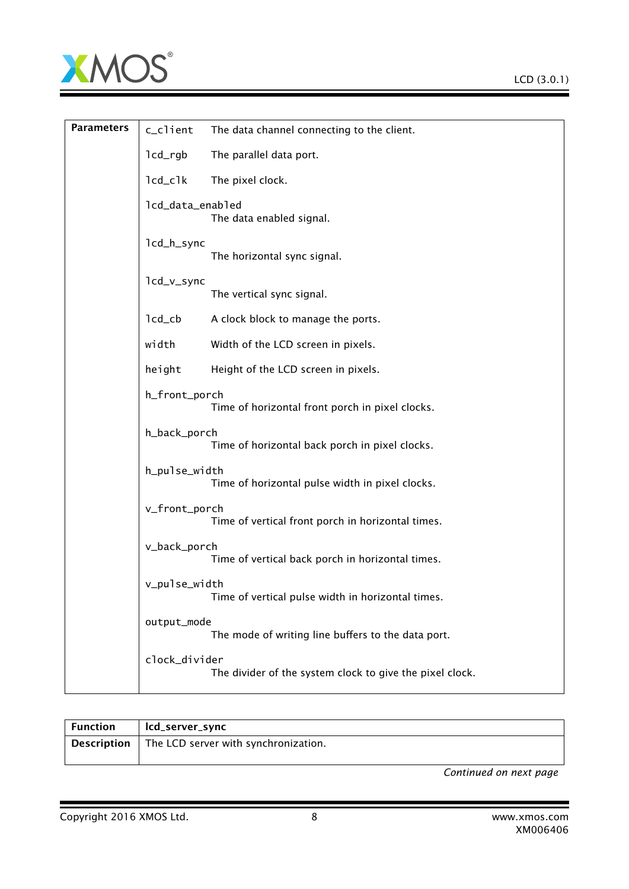| | | |
|---|---|---|
| **Parameters** | `c_client` | The data channel connecting to the client. |
| | `lcd_rgb` | The parallel data port. |
| | `lcd_clk` | The pixel clock. |
| | `lcd_data_enabled` | The data enabled signal. |
| | `lcd_h_sync` | The horizontal sync signal. |
| | `lcd_v_sync` | The vertical sync signal. |
| | `lcd_cb` | A clock block to manage the ports. |
| | `width` | Width of the LCD screen in pixels. |
| | `height` | Height of the LCD screen in pixels. |
| | `h_front_porch` | Time of horizontal front porch in pixel clocks. |
| | `h_back_porch` | Time of horizontal back porch in pixel clocks. |
| | `h_pulse_width` | Time of horizontal pulse width in pixel clocks. |
| | `v_front_porch` | Time of vertical front porch in horizontal times. |
| | `v_back_porch` | Time of vertical back porch in horizontal times. |
| | `v_pulse_width` | Time of vertical pulse width in horizontal times. |
| | `output_mode` | The mode of writing line buffers to the data port. |
| | `clock_divider` | The divider of the system clock to give the pixel clock. |

| | |
|---|---|
| **Function** | **lcd_server_sync** |
| **Description** | The LCD server with synchronization. |

*Continued on next page*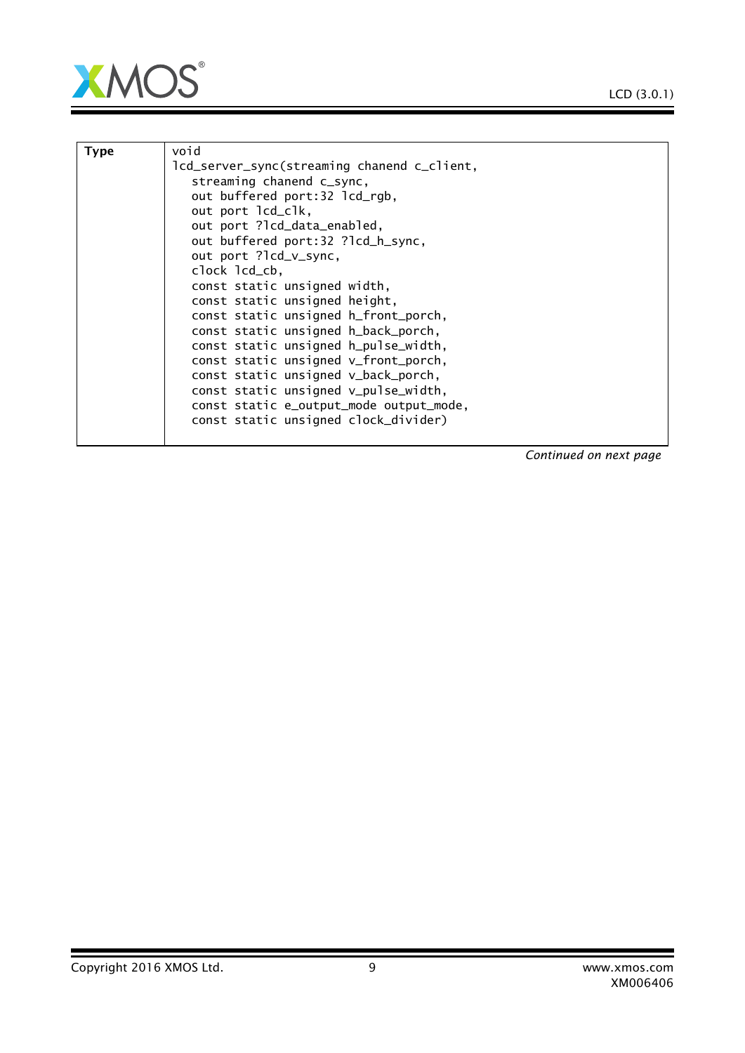| Type | `void`<br>`lcd_server_sync(streaming chanend c_client,`<br>`streaming chanend c_sync,`<br>`out buffered port:32 lcd_rgb,`<br>`out port lcd_clk,`<br>`out port ?lcd_data_enabled,`<br>`out buffered port:32 ?lcd_h_sync,`<br>`out port ?lcd_v_sync,`<br>`clock lcd_cb,`<br>`const static unsigned width,`<br>`const static unsigned height,`<br>`const static unsigned h_front_porch,`<br>`const static unsigned h_back_porch,`<br>`const static unsigned h_pulse_width,`<br>`const static unsigned v_front_porch,`<br>`const static unsigned v_back_porch,`<br>`const static unsigned v_pulse_width,`<br>`const static e_output_mode output_mode,`<br>`const static unsigned clock_divider)` |
|---|---|

*Continued on next page*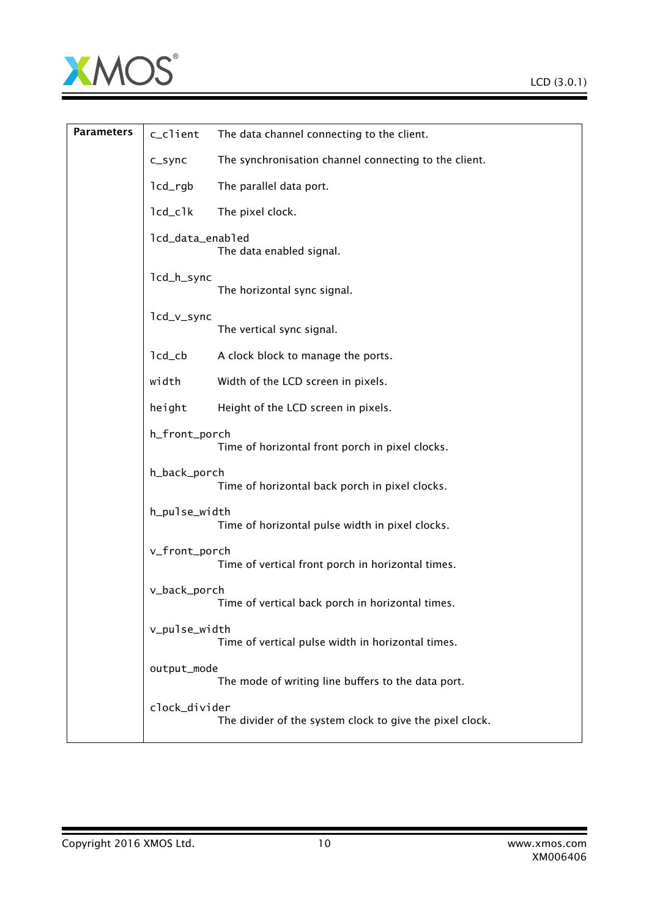| Parameters | | |
|---|---|---|
| | `c_client` | The data channel connecting to the client. |
| | `c_sync` | The synchronisation channel connecting to the client. |
| | `lcd_rgb` | The parallel data port. |
| | `lcd_clk` | The pixel clock. |
| | `lcd_data_enabled` | The data enabled signal. |
| | `lcd_h_sync` | The horizontal sync signal. |
| | `lcd_v_sync` | The vertical sync signal. |
| | `lcd_cb` | A clock block to manage the ports. |
| | `width` | Width of the LCD screen in pixels. |
| | `height` | Height of the LCD screen in pixels. |
| | `h_front_porch` | Time of horizontal front porch in pixel clocks. |
| | `h_back_porch` | Time of horizontal back porch in pixel clocks. |
| | `h_pulse_width` | Time of horizontal pulse width in pixel clocks. |
| | `v_front_porch` | Time of vertical front porch in horizontal times. |
| | `v_back_porch` | Time of vertical back porch in horizontal times. |
| | `v_pulse_width` | Time of vertical pulse width in horizontal times. |
| | `output_mode` | The mode of writing line buffers to the data port. |
| | `clock_divider` | The divider of the system clock to give the pixel clock. |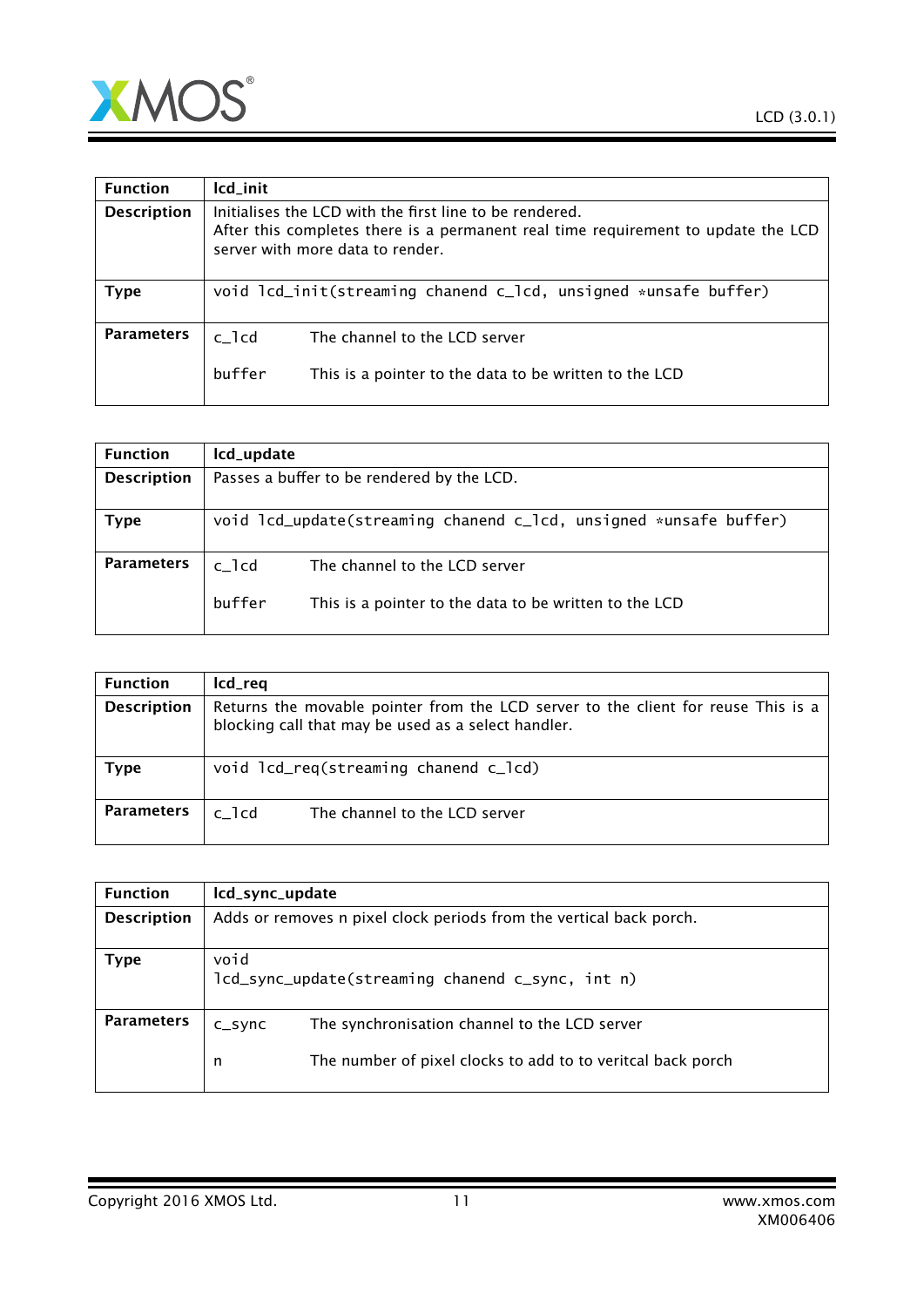| Function | lcd_init |
| --- | --- |
| Description | Initialises the LCD with the first line to be rendered.<br>After this completes there is a permanent real time requirement to update the LCD server with more data to render. |
| Type | `void lcd_init(streaming chanend c_lcd, unsigned *unsafe buffer)` |
| Parameters | `c_lcd` The channel to the LCD server<br><br>`buffer` This is a pointer to the data to be written to the LCD |

| Function | lcd_update |
| --- | --- |
| Description | Passes a buffer to be rendered by the LCD. |
| Type | `void lcd_update(streaming chanend c_lcd, unsigned *unsafe buffer)` |
| Parameters | `c_lcd` The channel to the LCD server<br><br>`buffer` This is a pointer to the data to be written to the LCD |

| Function | lcd_req |
| --- | --- |
| Description | Returns the movable pointer from the LCD server to the client for reuse This is a blocking call that may be used as a select handler. |
| Type | `void lcd_req(streaming chanend c_lcd)` |
| Parameters | `c_lcd` The channel to the LCD server |

| Function | lcd_sync_update |
| --- | --- |
| Description | Adds or removes n pixel clock periods from the vertical back porch. |
| Type | `void`<br>`lcd_sync_update(streaming chanend c_sync, int n)` |
| Parameters | `c_sync` The synchronisation channel to the LCD server<br><br>`n` The number of pixel clocks to add to to veritcal back porch |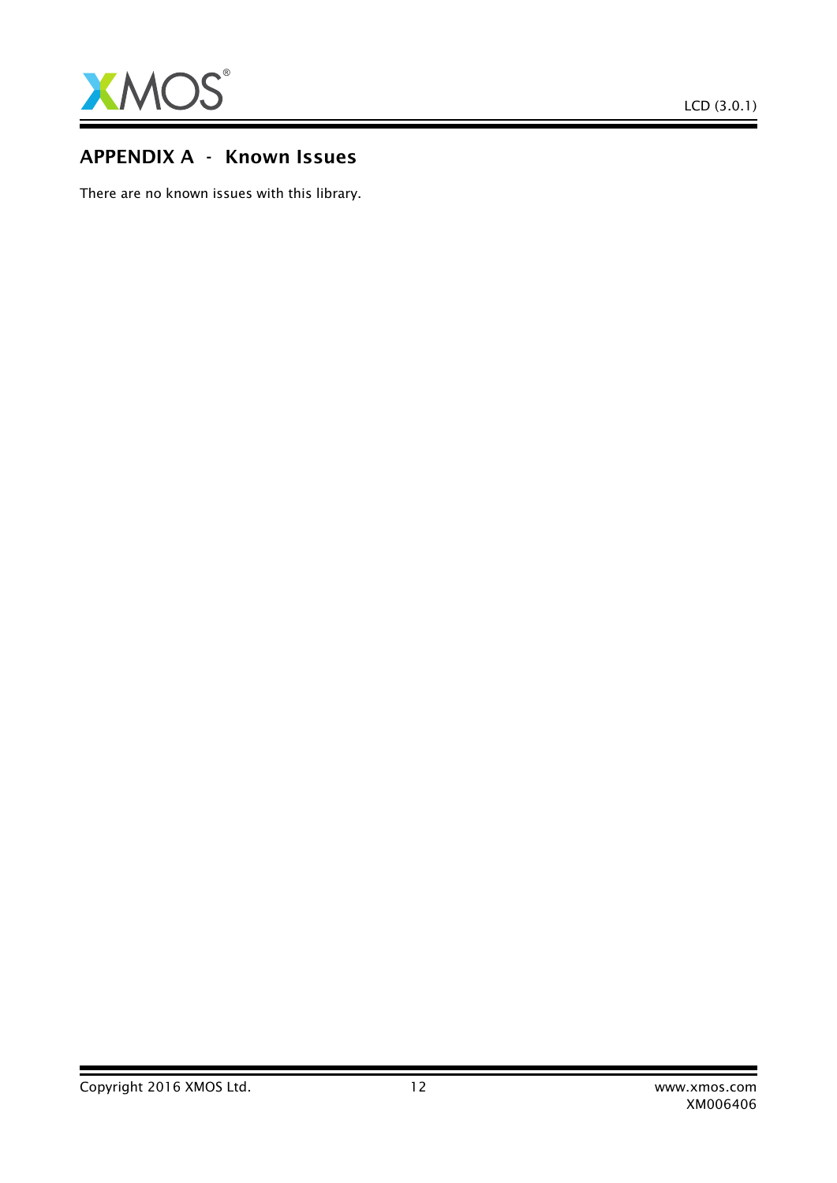# APPENDIX A - Known Issues

There are no known issues with this library.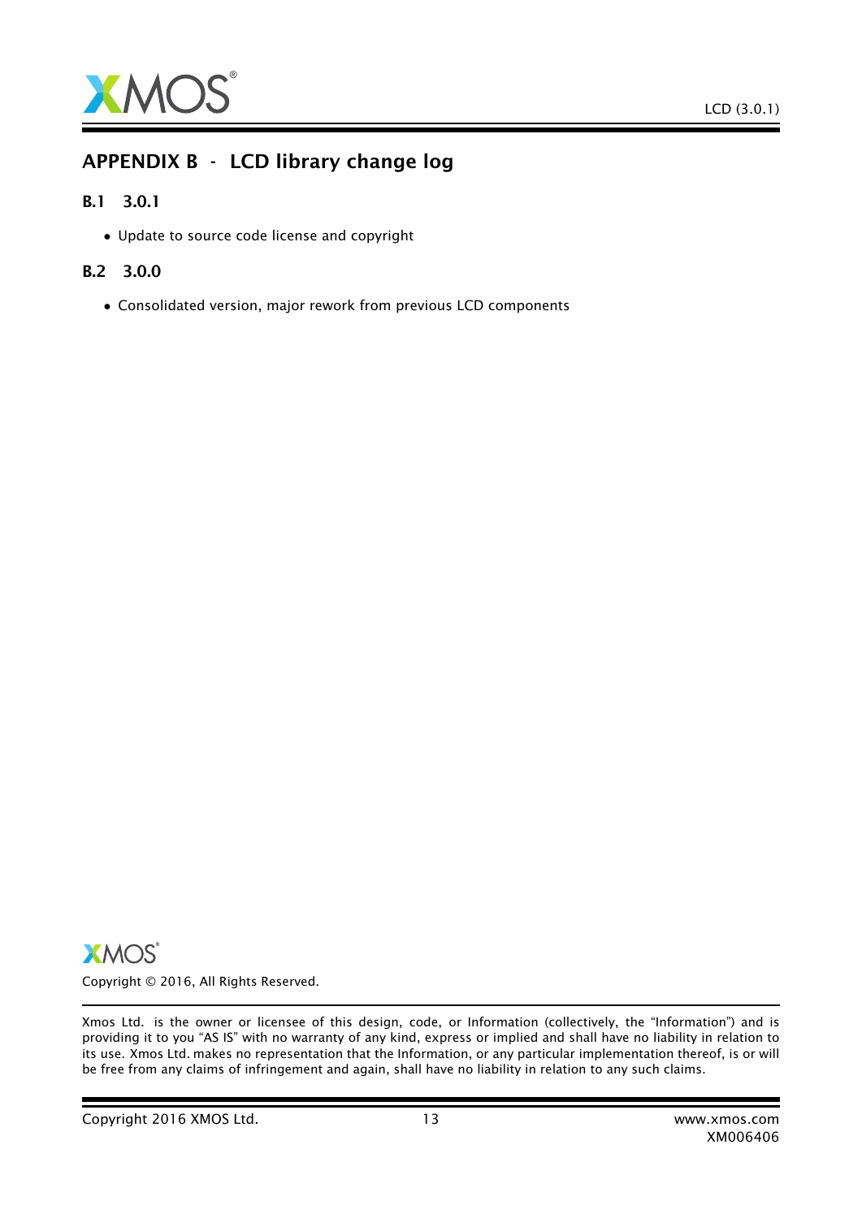# APPENDIX B - LCD library change log

## B.1 3.0.1

- Update to source code license and copyright

## B.2 3.0.0

- Consolidated version, major rework from previous LCD components

Copyright © 2016, All Rights Reserved.

Xmos Ltd. is the owner or licensee of this design, code, or Information (collectively, the "Information") and is providing it to you "AS IS" with no warranty of any kind, express or implied and shall have no liability in relation to its use. Xmos Ltd. makes no representation that the Information, or any particular implementation thereof, is or will be free from any claims of infringement and again, shall have no liability in relation to any such claims.